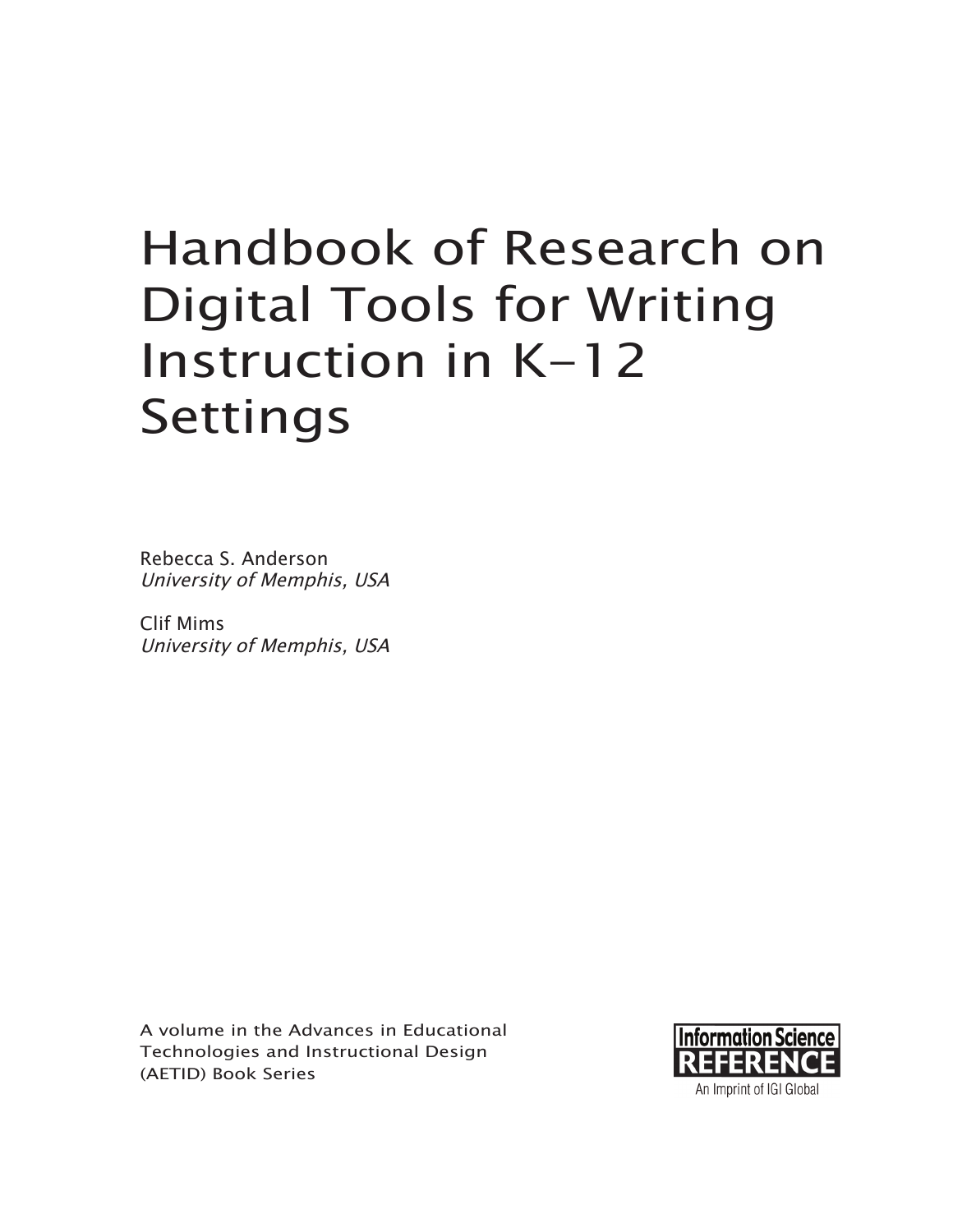# Handbook of Research on Digital Tools for Writing Instruction in K-12 Settings

Rebecca S. Anderson
*University of Memphis, USA*

Clif Mims
*University of Memphis, USA*

A volume in the Advances in Educational Technologies and Instructional Design (AETID) Book Series

Information Science REFERENCE
An Imprint of IGI Global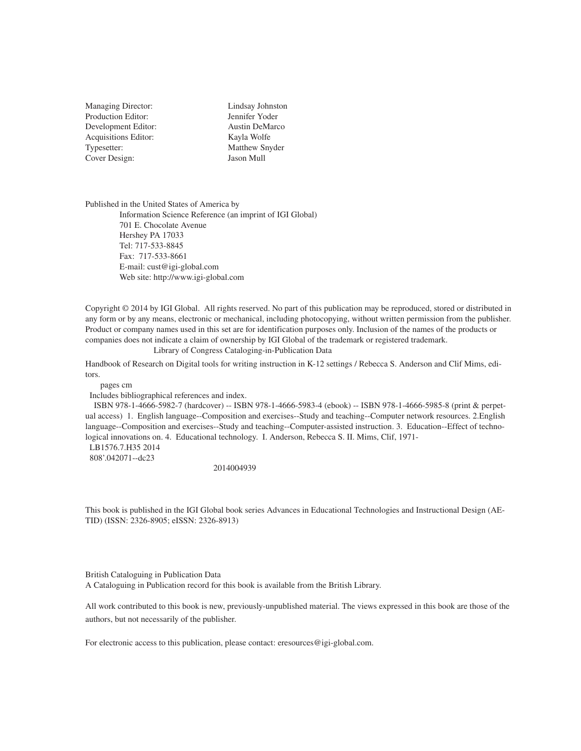| | |
|---|---|
| Managing Director: | Lindsay Johnston |
| Production Editor: | Jennifer Yoder |
| Development Editor: | Austin DeMarco |
| Acquisitions Editor: | Kayla Wolfe |
| Typesetter: | Matthew Snyder |
| Cover Design: | Jason Mull |

Published in the United States of America by
Information Science Reference (an imprint of IGI Global)
701 E. Chocolate Avenue
Hershey PA 17033
Tel: 717-533-8845
Fax: 717-533-8661
E-mail: cust@igi-global.com
Web site: http://www.igi-global.com

Copyright © 2014 by IGI Global. All rights reserved. No part of this publication may be reproduced, stored or distributed in any form or by any means, electronic or mechanical, including photocopying, without written permission from the publisher. Product or company names used in this set are for identification purposes only. Inclusion of the names of the products or companies does not indicate a claim of ownership by IGI Global of the trademark or registered trademark.

Library of Congress Cataloging-in-Publication Data

Handbook of Research on Digital tools for writing instruction in K-12 settings / Rebecca S. Anderson and Clif Mims, editors.

pages cm

Includes bibliographical references and index.

ISBN 978-1-4666-5982-7 (hardcover) -- ISBN 978-1-4666-5983-4 (ebook) -- ISBN 978-1-4666-5985-8 (print & perpetual access) 1. English language--Composition and exercises--Study and teaching--Computer network resources. 2.English language--Composition and exercises--Study and teaching--Computer-assisted instruction. 3. Education--Effect of technological innovations on. 4. Educational technology. I. Anderson, Rebecca S. II. Mims, Clif, 1971-

LB1576.7.H35 2014
808'.042071--dc23

2014004939

This book is published in the IGI Global book series Advances in Educational Technologies and Instructional Design (AETID) (ISSN: 2326-8905; eISSN: 2326-8913)

British Cataloguing in Publication Data
A Cataloguing in Publication record for this book is available from the British Library.

All work contributed to this book is new, previously-unpublished material. The views expressed in this book are those of the authors, but not necessarily of the publisher.

For electronic access to this publication, please contact: eresources@igi-global.com.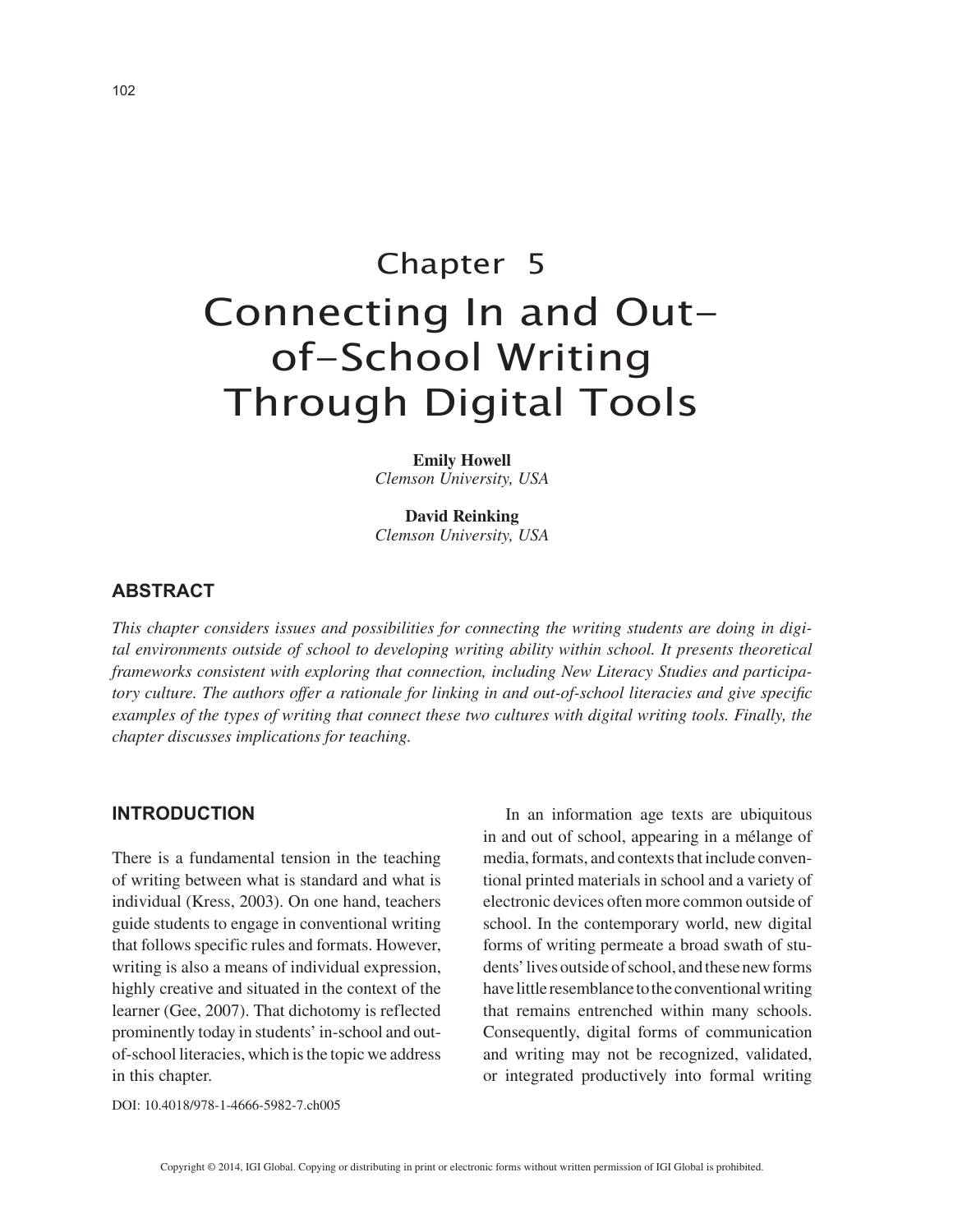# Chapter 5

# Connecting In and Out-of-School Writing Through Digital Tools

**Emily Howell**
*Clemson University, USA*

**David Reinking**
*Clemson University, USA*

## ABSTRACT

*This chapter considers issues and possibilities for connecting the writing students are doing in digital environments outside of school to developing writing ability within school. It presents theoretical frameworks consistent with exploring that connection, including New Literacy Studies and participatory culture. The authors offer a rationale for linking in and out-of-school literacies and give specific examples of the types of writing that connect these two cultures with digital writing tools. Finally, the chapter discusses implications for teaching.*

## INTRODUCTION

There is a fundamental tension in the teaching of writing between what is standard and what is individual (Kress, 2003). On one hand, teachers guide students to engage in conventional writing that follows specific rules and formats. However, writing is also a means of individual expression, highly creative and situated in the context of the learner (Gee, 2007). That dichotomy is reflected prominently today in students' in-school and out-of-school literacies, which is the topic we address in this chapter.

In an information age texts are ubiquitous in and out of school, appearing in a mélange of media, formats, and contexts that include conventional printed materials in school and a variety of electronic devices often more common outside of school. In the contemporary world, new digital forms of writing permeate a broad swath of students' lives outside of school, and these new forms have little resemblance to the conventional writing that remains entrenched within many schools. Consequently, digital forms of communication and writing may not be recognized, validated, or integrated productively into formal writing

DOI: 10.4018/978-1-4666-5982-7.ch005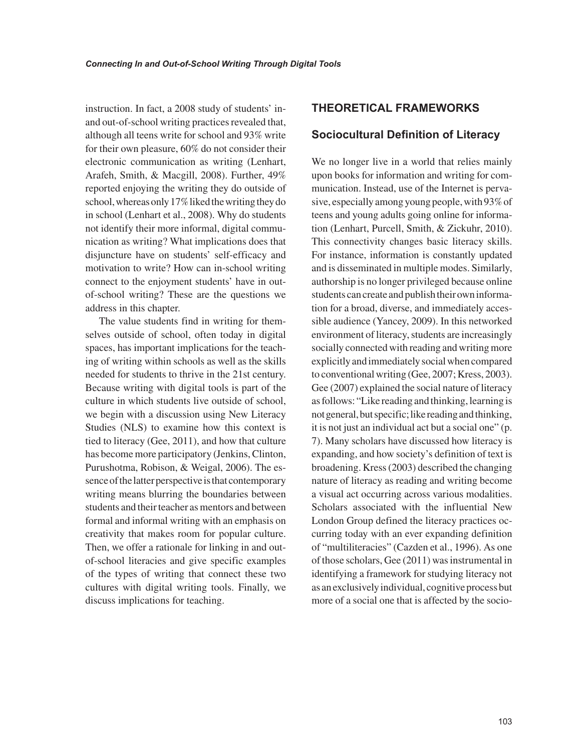instruction. In fact, a 2008 study of students' in- and out-of-school writing practices revealed that, although all teens write for school and 93% write for their own pleasure, 60% do not consider their electronic communication as writing (Lenhart, Arafeh, Smith, & Macgill, 2008). Further, 49% reported enjoying the writing they do outside of school, whereas only 17% liked the writing they do in school (Lenhart et al., 2008). Why do students not identify their more informal, digital communication as writing? What implications does that disjuncture have on students' self-efficacy and motivation to write? How can in-school writing connect to the enjoyment students' have in out-of-school writing? These are the questions we address in this chapter.

The value students find in writing for themselves outside of school, often today in digital spaces, has important implications for the teaching of writing within schools as well as the skills needed for students to thrive in the 21st century. Because writing with digital tools is part of the culture in which students live outside of school, we begin with a discussion using New Literacy Studies (NLS) to examine how this context is tied to literacy (Gee, 2011), and how that culture has become more participatory (Jenkins, Clinton, Purushotma, Robison, & Weigal, 2006). The essence of the latter perspective is that contemporary writing means blurring the boundaries between students and their teacher as mentors and between formal and informal writing with an emphasis on creativity that makes room for popular culture. Then, we offer a rationale for linking in and out-of-school literacies and give specific examples of the types of writing that connect these two cultures with digital writing tools. Finally, we discuss implications for teaching.

## THEORETICAL FRAMEWORKS

### Sociocultural Definition of Literacy

We no longer live in a world that relies mainly upon books for information and writing for communication. Instead, use of the Internet is pervasive, especially among young people, with 93% of teens and young adults going online for information (Lenhart, Purcell, Smith, & Zickuhr, 2010). This connectivity changes basic literacy skills. For instance, information is constantly updated and is disseminated in multiple modes. Similarly, authorship is no longer privileged because online students can create and publish their own information for a broad, diverse, and immediately accessible audience (Yancey, 2009). In this networked environment of literacy, students are increasingly socially connected with reading and writing more explicitly and immediately social when compared to conventional writing (Gee, 2007; Kress, 2003). Gee (2007) explained the social nature of literacy as follows: "Like reading and thinking, learning is not general, but specific; like reading and thinking, it is not just an individual act but a social one" (p. 7). Many scholars have discussed how literacy is expanding, and how society's definition of text is broadening. Kress (2003) described the changing nature of literacy as reading and writing become a visual act occurring across various modalities. Scholars associated with the influential New London Group defined the literacy practices occurring today with an ever expanding definition of "multiliteracies" (Cazden et al., 1996). As one of those scholars, Gee (2011) was instrumental in identifying a framework for studying literacy not as an exclusively individual, cognitive process but more of a social one that is affected by the socio-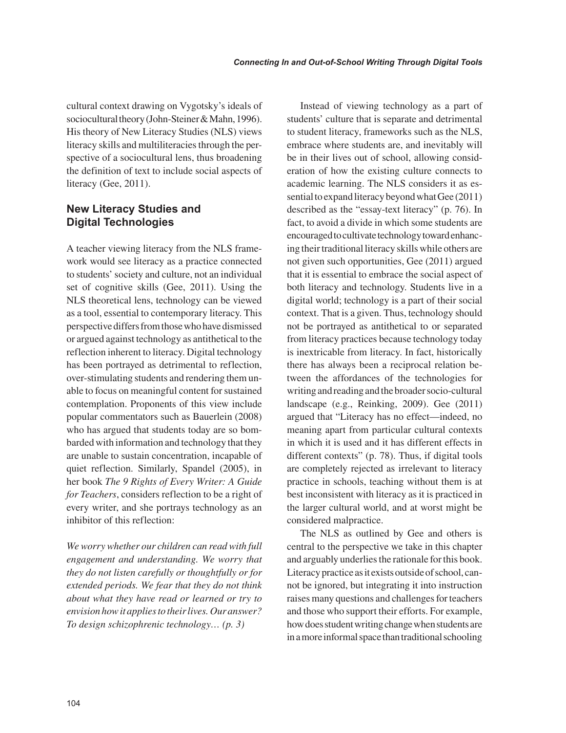cultural context drawing on Vygotsky's ideals of sociocultural theory (John-Steiner & Mahn, 1996). His theory of New Literacy Studies (NLS) views literacy skills and multiliteracies through the perspective of a sociocultural lens, thus broadening the definition of text to include social aspects of literacy (Gee, 2011).

## New Literacy Studies and Digital Technologies

A teacher viewing literacy from the NLS framework would see literacy as a practice connected to students' society and culture, not an individual set of cognitive skills (Gee, 2011). Using the NLS theoretical lens, technology can be viewed as a tool, essential to contemporary literacy. This perspective differs from those who have dismissed or argued against technology as antithetical to the reflection inherent to literacy. Digital technology has been portrayed as detrimental to reflection, over-stimulating students and rendering them unable to focus on meaningful content for sustained contemplation. Proponents of this view include popular commentators such as Bauerlein (2008) who has argued that students today are so bombarded with information and technology that they are unable to sustain concentration, incapable of quiet reflection. Similarly, Spandel (2005), in her book *The 9 Rights of Every Writer: A Guide for Teachers*, considers reflection to be a right of every writer, and she portrays technology as an inhibitor of this reflection:

*We worry whether our children can read with full engagement and understanding. We worry that they do not listen carefully or thoughtfully or for extended periods. We fear that they do not think about what they have read or learned or try to envision how it applies to their lives. Our answer? To design schizophrenic technology… (p. 3)*

Instead of viewing technology as a part of students' culture that is separate and detrimental to student literacy, frameworks such as the NLS, embrace where students are, and inevitably will be in their lives out of school, allowing consideration of how the existing culture connects to academic learning. The NLS considers it as essential to expand literacy beyond what Gee (2011) described as the "essay-text literacy" (p. 76). In fact, to avoid a divide in which some students are encouraged to cultivate technology toward enhancing their traditional literacy skills while others are not given such opportunities, Gee (2011) argued that it is essential to embrace the social aspect of both literacy and technology. Students live in a digital world; technology is a part of their social context. That is a given. Thus, technology should not be portrayed as antithetical to or separated from literacy practices because technology today is inextricable from literacy. In fact, historically there has always been a reciprocal relation between the affordances of the technologies for writing and reading and the broader socio-cultural landscape (e.g., Reinking, 2009). Gee (2011) argued that "Literacy has no effect—indeed, no meaning apart from particular cultural contexts in which it is used and it has different effects in different contexts" (p. 78). Thus, if digital tools are completely rejected as irrelevant to literacy practice in schools, teaching without them is at best inconsistent with literacy as it is practiced in the larger cultural world, and at worst might be considered malpractice.

The NLS as outlined by Gee and others is central to the perspective we take in this chapter and arguably underlies the rationale for this book. Literacy practice as it exists outside of school, cannot be ignored, but integrating it into instruction raises many questions and challenges for teachers and those who support their efforts. For example, how does student writing change when students are in a more informal space than traditional schooling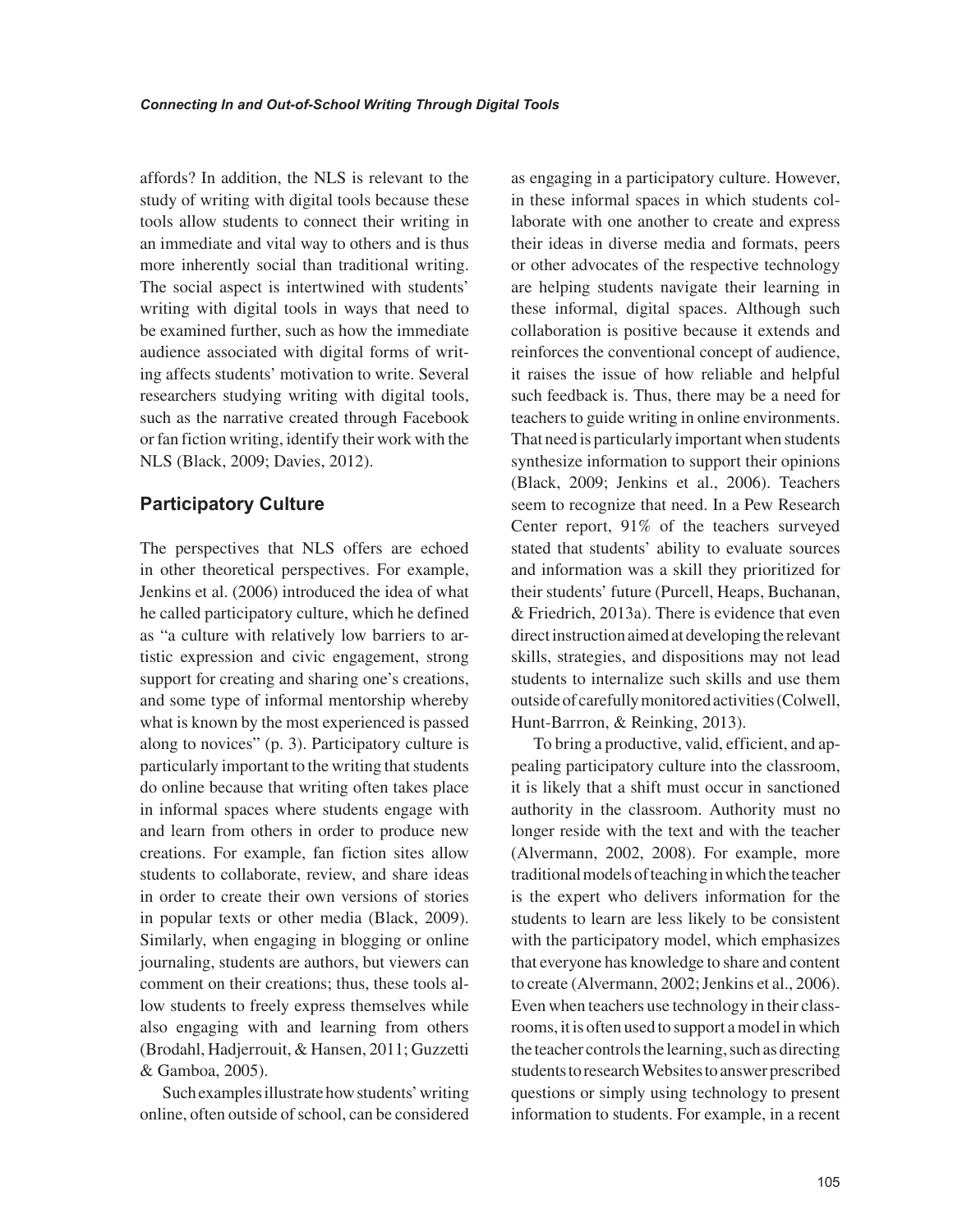affords? In addition, the NLS is relevant to the study of writing with digital tools because these tools allow students to connect their writing in an immediate and vital way to others and is thus more inherently social than traditional writing. The social aspect is intertwined with students' writing with digital tools in ways that need to be examined further, such as how the immediate audience associated with digital forms of writing affects students' motivation to write. Several researchers studying writing with digital tools, such as the narrative created through Facebook or fan fiction writing, identify their work with the NLS (Black, 2009; Davies, 2012).

## Participatory Culture

The perspectives that NLS offers are echoed in other theoretical perspectives. For example, Jenkins et al. (2006) introduced the idea of what he called participatory culture, which he defined as "a culture with relatively low barriers to artistic expression and civic engagement, strong support for creating and sharing one's creations, and some type of informal mentorship whereby what is known by the most experienced is passed along to novices" (p. 3). Participatory culture is particularly important to the writing that students do online because that writing often takes place in informal spaces where students engage with and learn from others in order to produce new creations. For example, fan fiction sites allow students to collaborate, review, and share ideas in order to create their own versions of stories in popular texts or other media (Black, 2009). Similarly, when engaging in blogging or online journaling, students are authors, but viewers can comment on their creations; thus, these tools allow students to freely express themselves while also engaging with and learning from others (Brodahl, Hadjerrouit, & Hansen, 2011; Guzzetti & Gamboa, 2005).

Such examples illustrate how students' writing online, often outside of school, can be considered as engaging in a participatory culture. However, in these informal spaces in which students collaborate with one another to create and express their ideas in diverse media and formats, peers or other advocates of the respective technology are helping students navigate their learning in these informal, digital spaces. Although such collaboration is positive because it extends and reinforces the conventional concept of audience, it raises the issue of how reliable and helpful such feedback is. Thus, there may be a need for teachers to guide writing in online environments. That need is particularly important when students synthesize information to support their opinions (Black, 2009; Jenkins et al., 2006). Teachers seem to recognize that need. In a Pew Research Center report, 91% of the teachers surveyed stated that students' ability to evaluate sources and information was a skill they prioritized for their students' future (Purcell, Heaps, Buchanan, & Friedrich, 2013a). There is evidence that even direct instruction aimed at developing the relevant skills, strategies, and dispositions may not lead students to internalize such skills and use them outside of carefully monitored activities (Colwell, Hunt-Barrron, & Reinking, 2013).

To bring a productive, valid, efficient, and appealing participatory culture into the classroom, it is likely that a shift must occur in sanctioned authority in the classroom. Authority must no longer reside with the text and with the teacher (Alvermann, 2002, 2008). For example, more traditional models of teaching in which the teacher is the expert who delivers information for the students to learn are less likely to be consistent with the participatory model, which emphasizes that everyone has knowledge to share and content to create (Alvermann, 2002; Jenkins et al., 2006). Even when teachers use technology in their classrooms, it is often used to support a model in which the teacher controls the learning, such as directing students to research Websites to answer prescribed questions or simply using technology to present information to students. For example, in a recent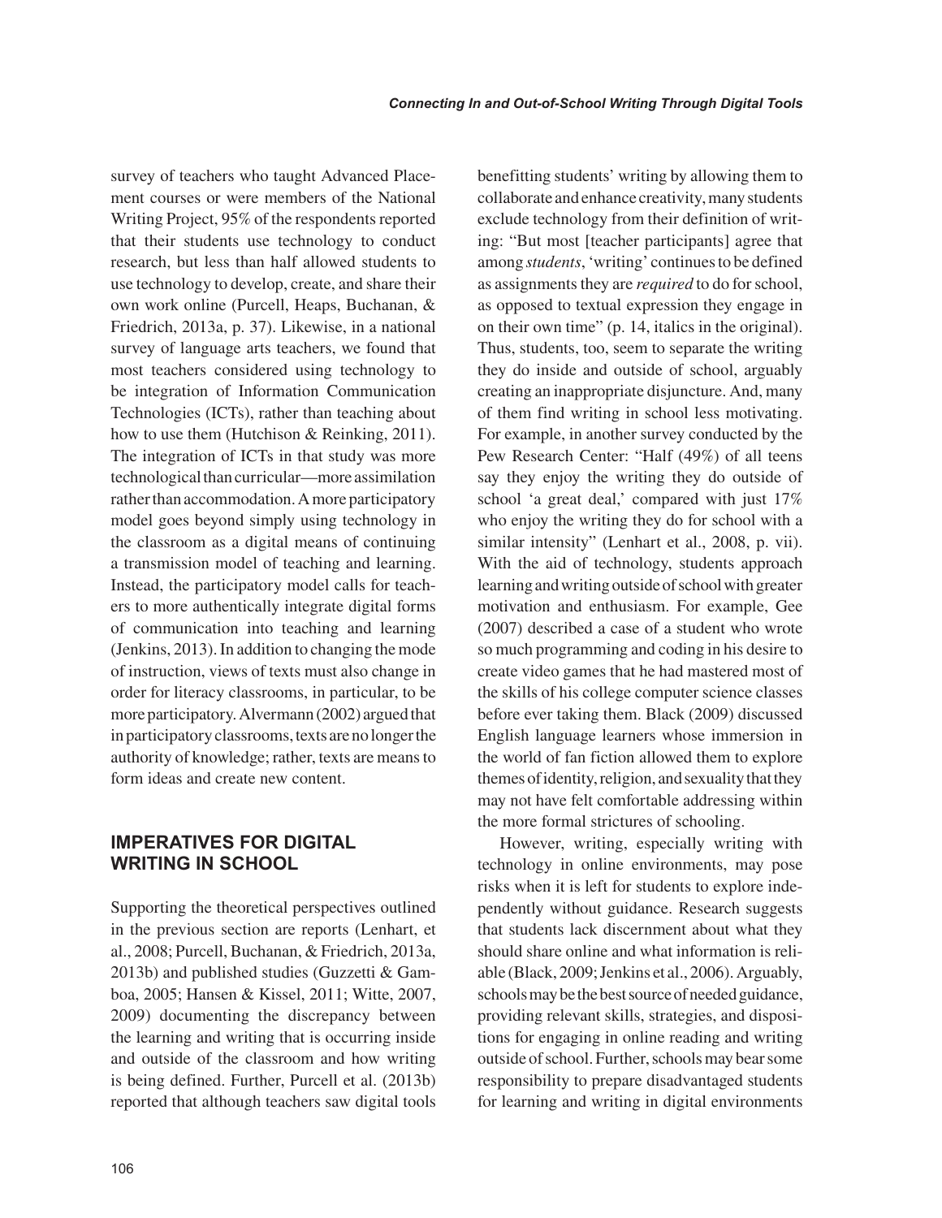survey of teachers who taught Advanced Placement courses or were members of the National Writing Project, 95% of the respondents reported that their students use technology to conduct research, but less than half allowed students to use technology to develop, create, and share their own work online (Purcell, Heaps, Buchanan, & Friedrich, 2013a, p. 37). Likewise, in a national survey of language arts teachers, we found that most teachers considered using technology to be integration of Information Communication Technologies (ICTs), rather than teaching about how to use them (Hutchison & Reinking, 2011). The integration of ICTs in that study was more technological than curricular—more assimilation rather than accommodation. A more participatory model goes beyond simply using technology in the classroom as a digital means of continuing a transmission model of teaching and learning. Instead, the participatory model calls for teachers to more authentically integrate digital forms of communication into teaching and learning (Jenkins, 2013). In addition to changing the mode of instruction, views of texts must also change in order for literacy classrooms, in particular, to be more participatory. Alvermann (2002) argued that in participatory classrooms, texts are no longer the authority of knowledge; rather, texts are means to form ideas and create new content.

## IMPERATIVES FOR DIGITAL WRITING IN SCHOOL

Supporting the theoretical perspectives outlined in the previous section are reports (Lenhart, et al., 2008; Purcell, Buchanan, & Friedrich, 2013a, 2013b) and published studies (Guzzetti & Gamboa, 2005; Hansen & Kissel, 2011; Witte, 2007, 2009) documenting the discrepancy between the learning and writing that is occurring inside and outside of the classroom and how writing is being defined. Further, Purcell et al. (2013b) reported that although teachers saw digital tools benefitting students' writing by allowing them to collaborate and enhance creativity, many students exclude technology from their definition of writing: "But most [teacher participants] agree that among *students*, 'writing' continues to be defined as assignments they are *required* to do for school, as opposed to textual expression they engage in on their own time" (p. 14, italics in the original). Thus, students, too, seem to separate the writing they do inside and outside of school, arguably creating an inappropriate disjuncture. And, many of them find writing in school less motivating. For example, in another survey conducted by the Pew Research Center: "Half (49%) of all teens say they enjoy the writing they do outside of school 'a great deal,' compared with just 17% who enjoy the writing they do for school with a similar intensity" (Lenhart et al., 2008, p. vii). With the aid of technology, students approach learning and writing outside of school with greater motivation and enthusiasm. For example, Gee (2007) described a case of a student who wrote so much programming and coding in his desire to create video games that he had mastered most of the skills of his college computer science classes before ever taking them. Black (2009) discussed English language learners whose immersion in the world of fan fiction allowed them to explore themes of identity, religion, and sexuality that they may not have felt comfortable addressing within the more formal strictures of schooling.

However, writing, especially writing with technology in online environments, may pose risks when it is left for students to explore independently without guidance. Research suggests that students lack discernment about what they should share online and what information is reliable (Black, 2009; Jenkins et al., 2006). Arguably, schools may be the best source of needed guidance, providing relevant skills, strategies, and dispositions for engaging in online reading and writing outside of school. Further, schools may bear some responsibility to prepare disadvantaged students for learning and writing in digital environments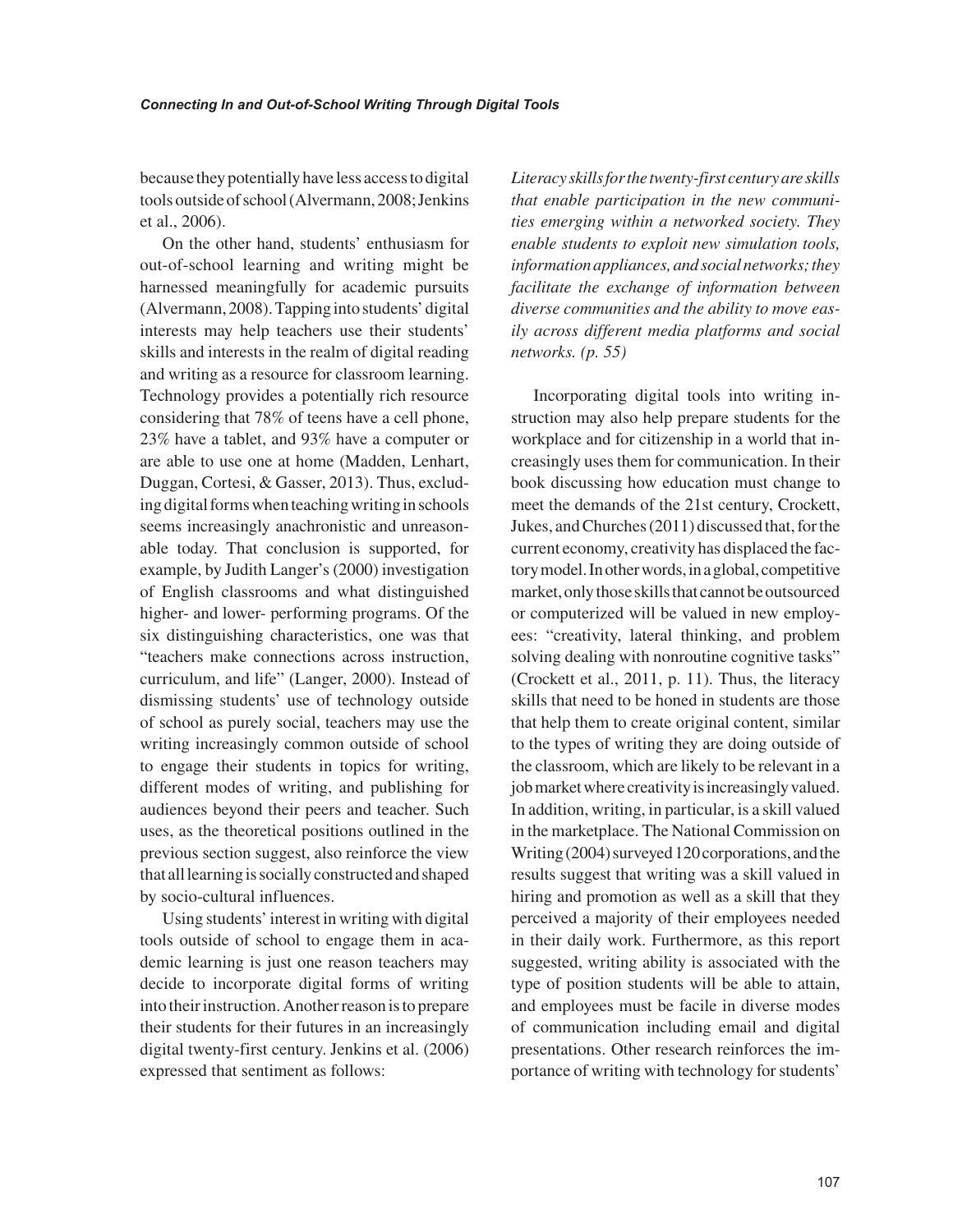because they potentially have less access to digital tools outside of school (Alvermann, 2008; Jenkins et al., 2006).

On the other hand, students' enthusiasm for out-of-school learning and writing might be harnessed meaningfully for academic pursuits (Alvermann, 2008). Tapping into students' digital interests may help teachers use their students' skills and interests in the realm of digital reading and writing as a resource for classroom learning. Technology provides a potentially rich resource considering that 78% of teens have a cell phone, 23% have a tablet, and 93% have a computer or are able to use one at home (Madden, Lenhart, Duggan, Cortesi, & Gasser, 2013). Thus, excluding digital forms when teaching writing in schools seems increasingly anachronistic and unreasonable today. That conclusion is supported, for example, by Judith Langer's (2000) investigation of English classrooms and what distinguished higher- and lower- performing programs. Of the six distinguishing characteristics, one was that "teachers make connections across instruction, curriculum, and life" (Langer, 2000). Instead of dismissing students' use of technology outside of school as purely social, teachers may use the writing increasingly common outside of school to engage their students in topics for writing, different modes of writing, and publishing for audiences beyond their peers and teacher. Such uses, as the theoretical positions outlined in the previous section suggest, also reinforce the view that all learning is socially constructed and shaped by socio-cultural influences.

Using students' interest in writing with digital tools outside of school to engage them in academic learning is just one reason teachers may decide to incorporate digital forms of writing into their instruction. Another reason is to prepare their students for their futures in an increasingly digital twenty-first century. Jenkins et al. (2006) expressed that sentiment as follows:

> *Literacy skills for the twenty-first century are skills that enable participation in the new communities emerging within a networked society. They enable students to exploit new simulation tools, information appliances, and social networks; they facilitate the exchange of information between diverse communities and the ability to move easily across different media platforms and social networks. (p. 55)*

Incorporating digital tools into writing instruction may also help prepare students for the workplace and for citizenship in a world that increasingly uses them for communication. In their book discussing how education must change to meet the demands of the 21st century, Crockett, Jukes, and Churches (2011) discussed that, for the current economy, creativity has displaced the factory model. In other words, in a global, competitive market, only those skills that cannot be outsourced or computerized will be valued in new employees: "creativity, lateral thinking, and problem solving dealing with nonroutine cognitive tasks" (Crockett et al., 2011, p. 11). Thus, the literacy skills that need to be honed in students are those that help them to create original content, similar to the types of writing they are doing outside of the classroom, which are likely to be relevant in a job market where creativity is increasingly valued. In addition, writing, in particular, is a skill valued in the marketplace. The National Commission on Writing (2004) surveyed 120 corporations, and the results suggest that writing was a skill valued in hiring and promotion as well as a skill that they perceived a majority of their employees needed in their daily work. Furthermore, as this report suggested, writing ability is associated with the type of position students will be able to attain, and employees must be facile in diverse modes of communication including email and digital presentations. Other research reinforces the importance of writing with technology for students'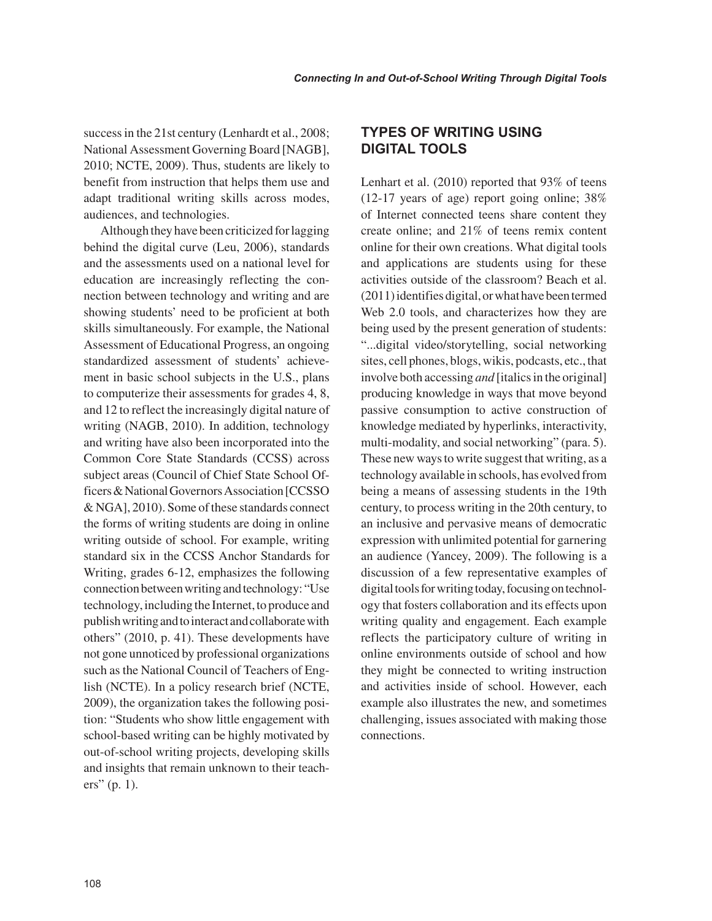success in the 21st century (Lenhardt et al., 2008; National Assessment Governing Board [NAGB], 2010; NCTE, 2009). Thus, students are likely to benefit from instruction that helps them use and adapt traditional writing skills across modes, audiences, and technologies.

Although they have been criticized for lagging behind the digital curve (Leu, 2006), standards and the assessments used on a national level for education are increasingly reflecting the connection between technology and writing and are showing students' need to be proficient at both skills simultaneously. For example, the National Assessment of Educational Progress, an ongoing standardized assessment of students' achievement in basic school subjects in the U.S., plans to computerize their assessments for grades 4, 8, and 12 to reflect the increasingly digital nature of writing (NAGB, 2010). In addition, technology and writing have also been incorporated into the Common Core State Standards (CCSS) across subject areas (Council of Chief State School Officers & National Governors Association [CCSSO & NGA], 2010). Some of these standards connect the forms of writing students are doing in online writing outside of school. For example, writing standard six in the CCSS Anchor Standards for Writing, grades 6-12, emphasizes the following connection between writing and technology: "Use technology, including the Internet, to produce and publish writing and to interact and collaborate with others" (2010, p. 41). These developments have not gone unnoticed by professional organizations such as the National Council of Teachers of English (NCTE). In a policy research brief (NCTE, 2009), the organization takes the following position: "Students who show little engagement with school-based writing can be highly motivated by out-of-school writing projects, developing skills and insights that remain unknown to their teachers" (p. 1).

## TYPES OF WRITING USING DIGITAL TOOLS

Lenhart et al. (2010) reported that 93% of teens (12-17 years of age) report going online; 38% of Internet connected teens share content they create online; and 21% of teens remix content online for their own creations. What digital tools and applications are students using for these activities outside of the classroom? Beach et al. (2011) identifies digital, or what have been termed Web 2.0 tools, and characterizes how they are being used by the present generation of students: "...digital video/storytelling, social networking sites, cell phones, blogs, wikis, podcasts, etc., that involve both accessing *and* [italics in the original] producing knowledge in ways that move beyond passive consumption to active construction of knowledge mediated by hyperlinks, interactivity, multi-modality, and social networking" (para. 5). These new ways to write suggest that writing, as a technology available in schools, has evolved from being a means of assessing students in the 19th century, to process writing in the 20th century, to an inclusive and pervasive means of democratic expression with unlimited potential for garnering an audience (Yancey, 2009). The following is a discussion of a few representative examples of digital tools for writing today, focusing on technology that fosters collaboration and its effects upon writing quality and engagement. Each example reflects the participatory culture of writing in online environments outside of school and how they might be connected to writing instruction and activities inside of school. However, each example also illustrates the new, and sometimes challenging, issues associated with making those connections.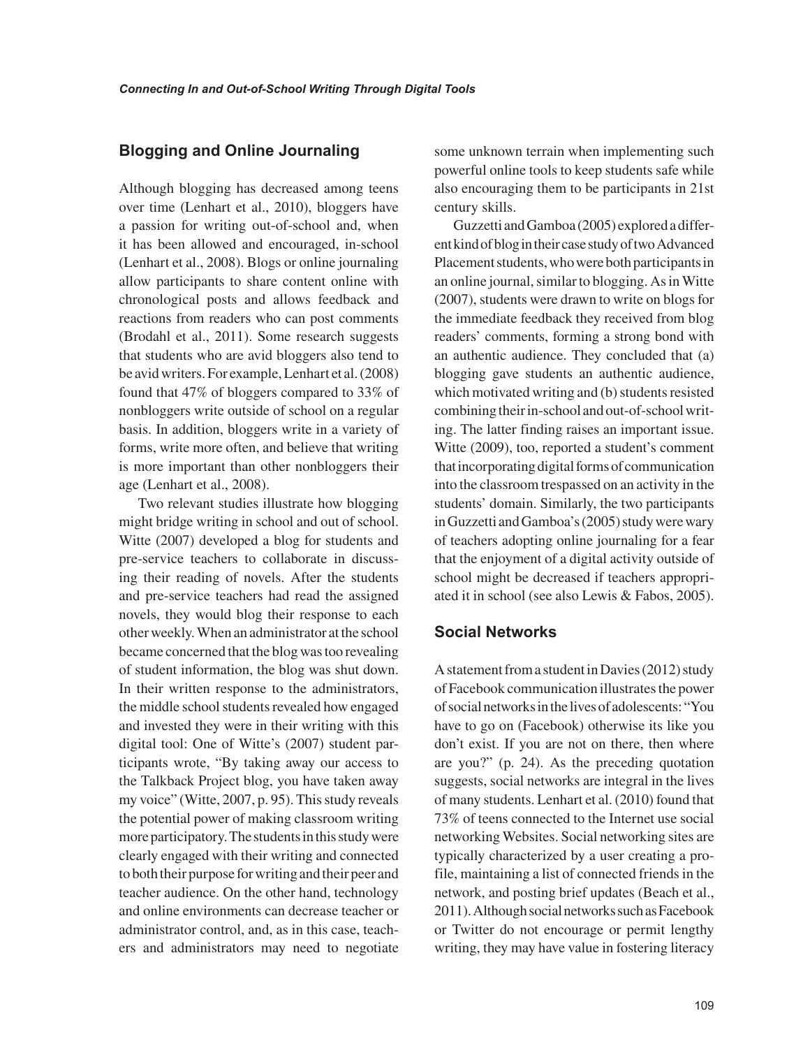## Blogging and Online Journaling

Although blogging has decreased among teens over time (Lenhart et al., 2010), bloggers have a passion for writing out-of-school and, when it has been allowed and encouraged, in-school (Lenhart et al., 2008). Blogs or online journaling allow participants to share content online with chronological posts and allows feedback and reactions from readers who can post comments (Brodahl et al., 2011). Some research suggests that students who are avid bloggers also tend to be avid writers. For example, Lenhart et al. (2008) found that 47% of bloggers compared to 33% of nonbloggers write outside of school on a regular basis. In addition, bloggers write in a variety of forms, write more often, and believe that writing is more important than other nonbloggers their age (Lenhart et al., 2008).

Two relevant studies illustrate how blogging might bridge writing in school and out of school. Witte (2007) developed a blog for students and pre-service teachers to collaborate in discussing their reading of novels. After the students and pre-service teachers had read the assigned novels, they would blog their response to each other weekly. When an administrator at the school became concerned that the blog was too revealing of student information, the blog was shut down. In their written response to the administrators, the middle school students revealed how engaged and invested they were in their writing with this digital tool: One of Witte's (2007) student participants wrote, "By taking away our access to the Talkback Project blog, you have taken away my voice" (Witte, 2007, p. 95). This study reveals the potential power of making classroom writing more participatory. The students in this study were clearly engaged with their writing and connected to both their purpose for writing and their peer and teacher audience. On the other hand, technology and online environments can decrease teacher or administrator control, and, as in this case, teachers and administrators may need to negotiate some unknown terrain when implementing such powerful online tools to keep students safe while also encouraging them to be participants in 21st century skills.

Guzzetti and Gamboa (2005) explored a different kind of blog in their case study of two Advanced Placement students, who were both participants in an online journal, similar to blogging. As in Witte (2007), students were drawn to write on blogs for the immediate feedback they received from blog readers' comments, forming a strong bond with an authentic audience. They concluded that (a) blogging gave students an authentic audience, which motivated writing and (b) students resisted combining their in-school and out-of-school writing. The latter finding raises an important issue. Witte (2009), too, reported a student's comment that incorporating digital forms of communication into the classroom trespassed on an activity in the students' domain. Similarly, the two participants in Guzzetti and Gamboa's (2005) study were wary of teachers adopting online journaling for a fear that the enjoyment of a digital activity outside of school might be decreased if teachers appropriated it in school (see also Lewis & Fabos, 2005).

## Social Networks

A statement from a student in Davies (2012) study of Facebook communication illustrates the power of social networks in the lives of adolescents: "You have to go on (Facebook) otherwise its like you don't exist. If you are not on there, then where are you?" (p. 24). As the preceding quotation suggests, social networks are integral in the lives of many students. Lenhart et al. (2010) found that 73% of teens connected to the Internet use social networking Websites. Social networking sites are typically characterized by a user creating a profile, maintaining a list of connected friends in the network, and posting brief updates (Beach et al., 2011). Although social networks such as Facebook or Twitter do not encourage or permit lengthy writing, they may have value in fostering literacy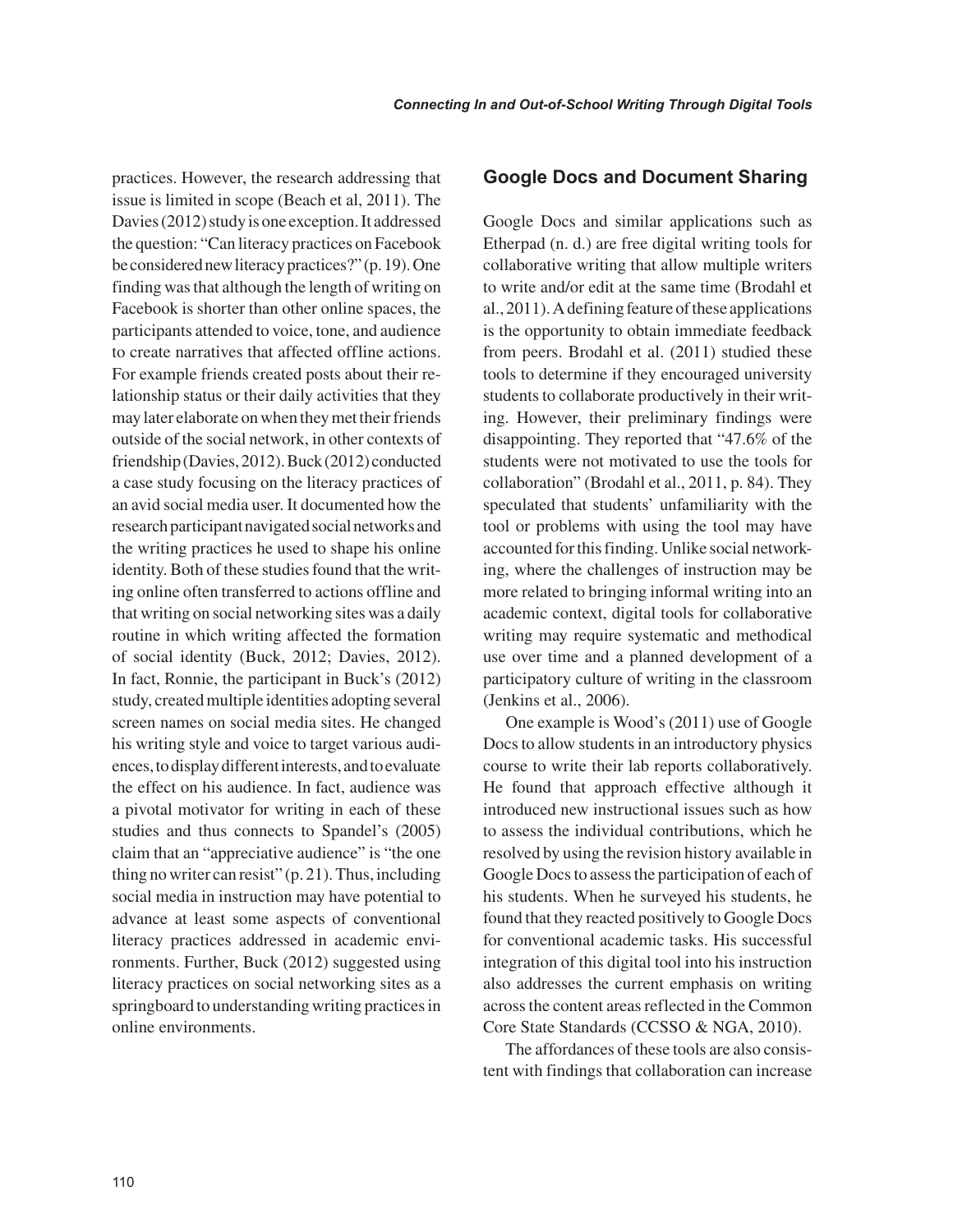practices. However, the research addressing that issue is limited in scope (Beach et al, 2011). The Davies (2012) study is one exception. It addressed the question: "Can literacy practices on Facebook be considered new literacy practices?" (p. 19). One finding was that although the length of writing on Facebook is shorter than other online spaces, the participants attended to voice, tone, and audience to create narratives that affected offline actions. For example friends created posts about their relationship status or their daily activities that they may later elaborate on when they met their friends outside of the social network, in other contexts of friendship (Davies, 2012). Buck (2012) conducted a case study focusing on the literacy practices of an avid social media user. It documented how the research participant navigated social networks and the writing practices he used to shape his online identity. Both of these studies found that the writing online often transferred to actions offline and that writing on social networking sites was a daily routine in which writing affected the formation of social identity (Buck, 2012; Davies, 2012). In fact, Ronnie, the participant in Buck's (2012) study, created multiple identities adopting several screen names on social media sites. He changed his writing style and voice to target various audiences, to display different interests, and to evaluate the effect on his audience. In fact, audience was a pivotal motivator for writing in each of these studies and thus connects to Spandel's (2005) claim that an "appreciative audience" is "the one thing no writer can resist" (p. 21). Thus, including social media in instruction may have potential to advance at least some aspects of conventional literacy practices addressed in academic environments. Further, Buck (2012) suggested using literacy practices on social networking sites as a springboard to understanding writing practices in online environments.

## Google Docs and Document Sharing

Google Docs and similar applications such as Etherpad (n. d.) are free digital writing tools for collaborative writing that allow multiple writers to write and/or edit at the same time (Brodahl et al., 2011). A defining feature of these applications is the opportunity to obtain immediate feedback from peers. Brodahl et al. (2011) studied these tools to determine if they encouraged university students to collaborate productively in their writing. However, their preliminary findings were disappointing. They reported that "47.6% of the students were not motivated to use the tools for collaboration" (Brodahl et al., 2011, p. 84). They speculated that students' unfamiliarity with the tool or problems with using the tool may have accounted for this finding. Unlike social networking, where the challenges of instruction may be more related to bringing informal writing into an academic context, digital tools for collaborative writing may require systematic and methodical use over time and a planned development of a participatory culture of writing in the classroom (Jenkins et al., 2006).

One example is Wood's (2011) use of Google Docs to allow students in an introductory physics course to write their lab reports collaboratively. He found that approach effective although it introduced new instructional issues such as how to assess the individual contributions, which he resolved by using the revision history available in Google Docs to assess the participation of each of his students. When he surveyed his students, he found that they reacted positively to Google Docs for conventional academic tasks. His successful integration of this digital tool into his instruction also addresses the current emphasis on writing across the content areas reflected in the Common Core State Standards (CCSSO & NGA, 2010).

The affordances of these tools are also consistent with findings that collaboration can increase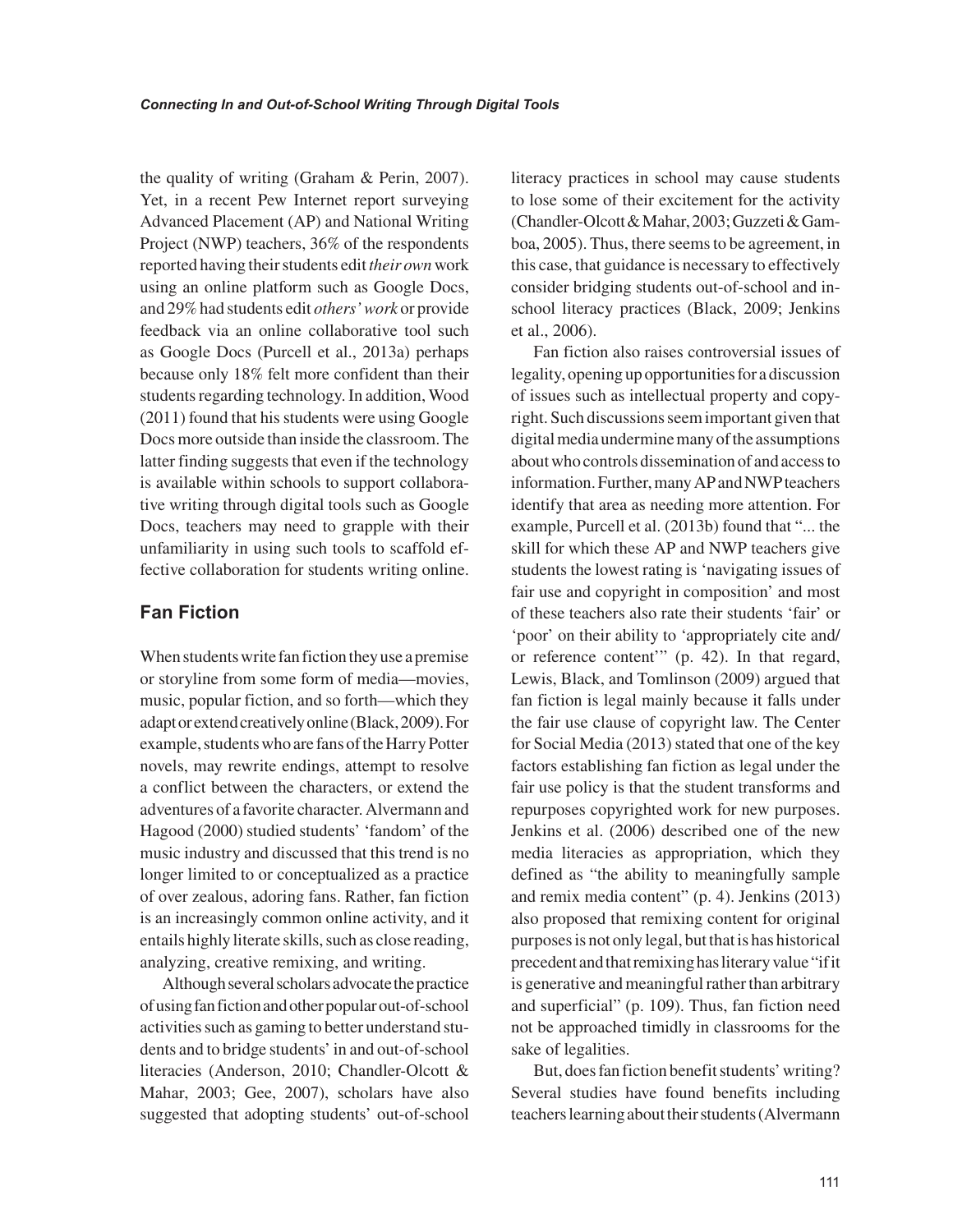the quality of writing (Graham & Perin, 2007). Yet, in a recent Pew Internet report surveying Advanced Placement (AP) and National Writing Project (NWP) teachers, 36% of the respondents reported having their students edit *their own* work using an online platform such as Google Docs, and 29% had students edit *others' work* or provide feedback via an online collaborative tool such as Google Docs (Purcell et al., 2013a) perhaps because only 18% felt more confident than their students regarding technology. In addition, Wood (2011) found that his students were using Google Docs more outside than inside the classroom. The latter finding suggests that even if the technology is available within schools to support collaborative writing through digital tools such as Google Docs, teachers may need to grapple with their unfamiliarity in using such tools to scaffold effective collaboration for students writing online.

## Fan Fiction

When students write fan fiction they use a premise or storyline from some form of media—movies, music, popular fiction, and so forth—which they adapt or extend creatively online (Black, 2009). For example, students who are fans of the Harry Potter novels, may rewrite endings, attempt to resolve a conflict between the characters, or extend the adventures of a favorite character. Alvermann and Hagood (2000) studied students' 'fandom' of the music industry and discussed that this trend is no longer limited to or conceptualized as a practice of over zealous, adoring fans. Rather, fan fiction is an increasingly common online activity, and it entails highly literate skills, such as close reading, analyzing, creative remixing, and writing.

Although several scholars advocate the practice of using fan fiction and other popular out-of-school activities such as gaming to better understand students and to bridge students' in and out-of-school literacies (Anderson, 2010; Chandler-Olcott & Mahar, 2003; Gee, 2007), scholars have also suggested that adopting students' out-of-school literacy practices in school may cause students to lose some of their excitement for the activity (Chandler-Olcott & Mahar, 2003; Guzzeti & Gamboa, 2005). Thus, there seems to be agreement, in this case, that guidance is necessary to effectively consider bridging students out-of-school and in-school literacy practices (Black, 2009; Jenkins et al., 2006).

Fan fiction also raises controversial issues of legality, opening up opportunities for a discussion of issues such as intellectual property and copyright. Such discussions seem important given that digital media undermine many of the assumptions about who controls dissemination of and access to information. Further, many AP and NWP teachers identify that area as needing more attention. For example, Purcell et al. (2013b) found that "... the skill for which these AP and NWP teachers give students the lowest rating is 'navigating issues of fair use and copyright in composition' and most of these teachers also rate their students 'fair' or 'poor' on their ability to 'appropriately cite and/or reference content'" (p. 42). In that regard, Lewis, Black, and Tomlinson (2009) argued that fan fiction is legal mainly because it falls under the fair use clause of copyright law. The Center for Social Media (2013) stated that one of the key factors establishing fan fiction as legal under the fair use policy is that the student transforms and repurposes copyrighted work for new purposes. Jenkins et al. (2006) described one of the new media literacies as appropriation, which they defined as "the ability to meaningfully sample and remix media content" (p. 4). Jenkins (2013) also proposed that remixing content for original purposes is not only legal, but that is has historical precedent and that remixing has literary value "if it is generative and meaningful rather than arbitrary and superficial" (p. 109). Thus, fan fiction need not be approached timidly in classrooms for the sake of legalities.

But, does fan fiction benefit students' writing? Several studies have found benefits including teachers learning about their students (Alvermann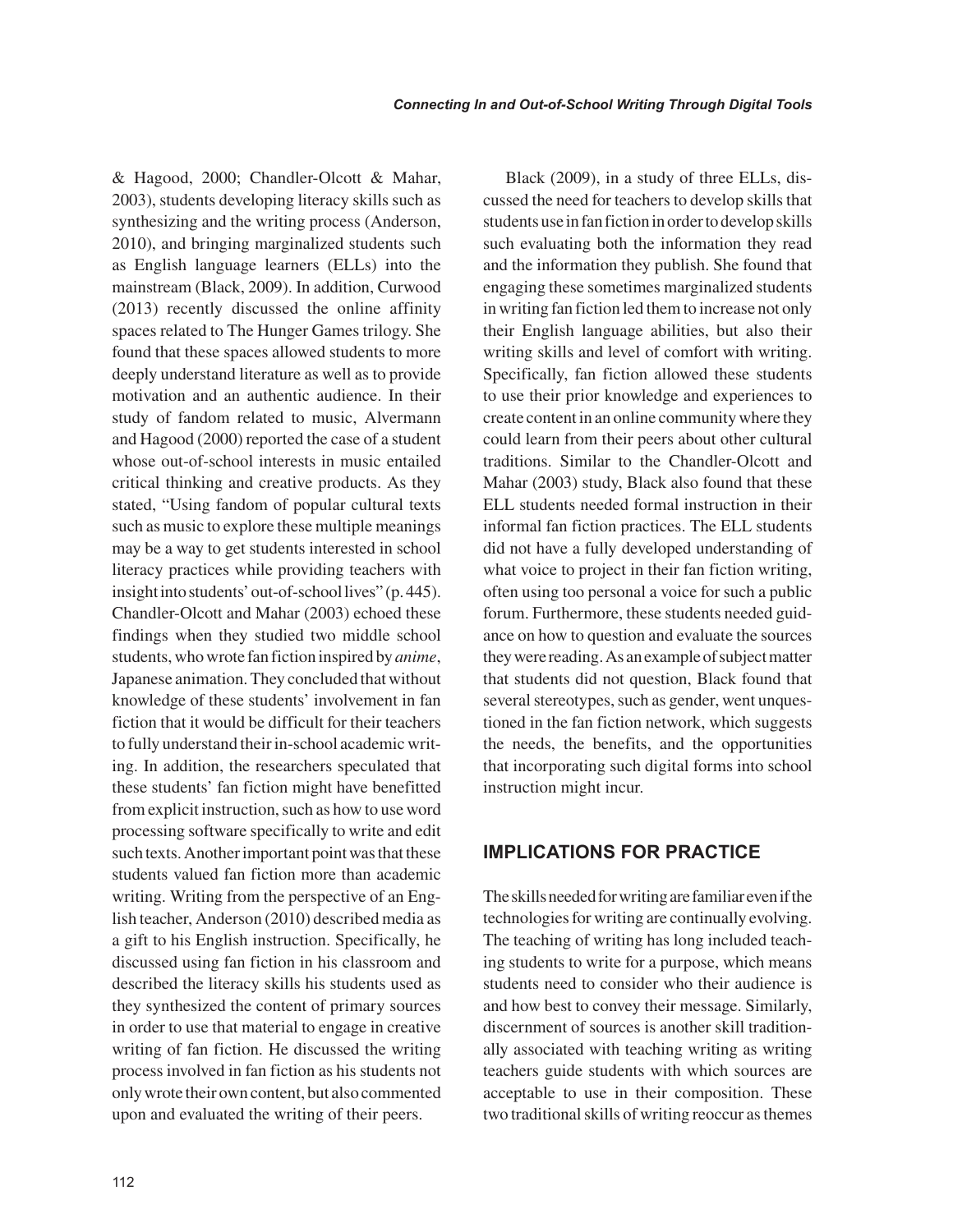& Hagood, 2000; Chandler-Olcott & Mahar, 2003), students developing literacy skills such as synthesizing and the writing process (Anderson, 2010), and bringing marginalized students such as English language learners (ELLs) into the mainstream (Black, 2009). In addition, Curwood (2013) recently discussed the online affinity spaces related to The Hunger Games trilogy. She found that these spaces allowed students to more deeply understand literature as well as to provide motivation and an authentic audience. In their study of fandom related to music, Alvermann and Hagood (2000) reported the case of a student whose out-of-school interests in music entailed critical thinking and creative products. As they stated, "Using fandom of popular cultural texts such as music to explore these multiple meanings may be a way to get students interested in school literacy practices while providing teachers with insight into students' out-of-school lives" (p. 445). Chandler-Olcott and Mahar (2003) echoed these findings when they studied two middle school students, who wrote fan fiction inspired by *anime*, Japanese animation. They concluded that without knowledge of these students' involvement in fan fiction that it would be difficult for their teachers to fully understand their in-school academic writing. In addition, the researchers speculated that these students' fan fiction might have benefitted from explicit instruction, such as how to use word processing software specifically to write and edit such texts. Another important point was that these students valued fan fiction more than academic writing. Writing from the perspective of an English teacher, Anderson (2010) described media as a gift to his English instruction. Specifically, he discussed using fan fiction in his classroom and described the literacy skills his students used as they synthesized the content of primary sources in order to use that material to engage in creative writing of fan fiction. He discussed the writing process involved in fan fiction as his students not only wrote their own content, but also commented upon and evaluated the writing of their peers.

Black (2009), in a study of three ELLs, discussed the need for teachers to develop skills that students use in fan fiction in order to develop skills such evaluating both the information they read and the information they publish. She found that engaging these sometimes marginalized students in writing fan fiction led them to increase not only their English language abilities, but also their writing skills and level of comfort with writing. Specifically, fan fiction allowed these students to use their prior knowledge and experiences to create content in an online community where they could learn from their peers about other cultural traditions. Similar to the Chandler-Olcott and Mahar (2003) study, Black also found that these ELL students needed formal instruction in their informal fan fiction practices. The ELL students did not have a fully developed understanding of what voice to project in their fan fiction writing, often using too personal a voice for such a public forum. Furthermore, these students needed guidance on how to question and evaluate the sources they were reading. As an example of subject matter that students did not question, Black found that several stereotypes, such as gender, went unquestioned in the fan fiction network, which suggests the needs, the benefits, and the opportunities that incorporating such digital forms into school instruction might incur.

## IMPLICATIONS FOR PRACTICE

The skills needed for writing are familiar even if the technologies for writing are continually evolving. The teaching of writing has long included teaching students to write for a purpose, which means students need to consider who their audience is and how best to convey their message. Similarly, discernment of sources is another skill traditionally associated with teaching writing as writing teachers guide students with which sources are acceptable to use in their composition. These two traditional skills of writing reoccur as themes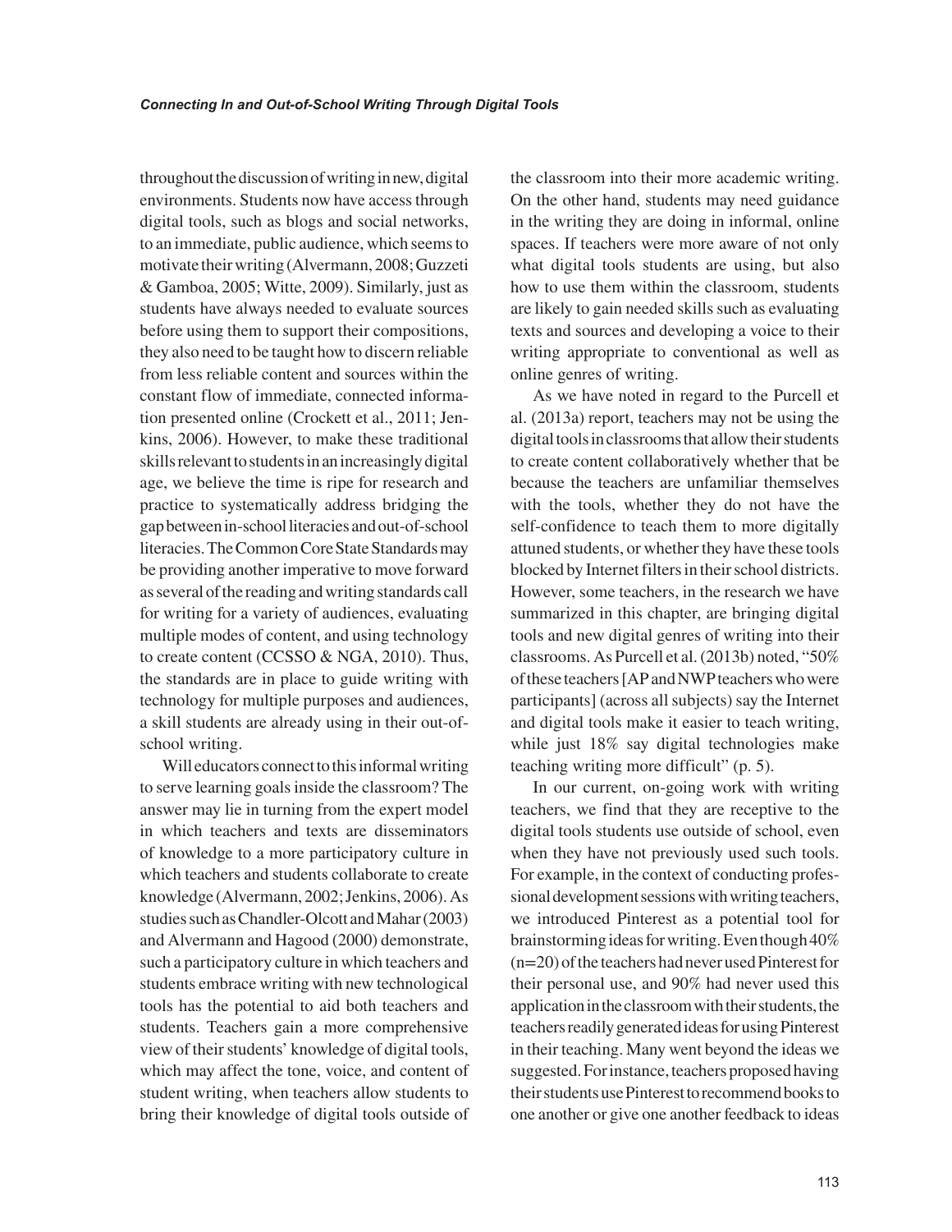throughout the discussion of writing in new, digital environments. Students now have access through digital tools, such as blogs and social networks, to an immediate, public audience, which seems to motivate their writing (Alvermann, 2008; Guzzeti & Gamboa, 2005; Witte, 2009). Similarly, just as students have always needed to evaluate sources before using them to support their compositions, they also need to be taught how to discern reliable from less reliable content and sources within the constant flow of immediate, connected information presented online (Crockett et al., 2011; Jenkins, 2006). However, to make these traditional skills relevant to students in an increasingly digital age, we believe the time is ripe for research and practice to systematically address bridging the gap between in-school literacies and out-of-school literacies. The Common Core State Standards may be providing another imperative to move forward as several of the reading and writing standards call for writing for a variety of audiences, evaluating multiple modes of content, and using technology to create content (CCSSO & NGA, 2010). Thus, the standards are in place to guide writing with technology for multiple purposes and audiences, a skill students are already using in their out-of-school writing.

Will educators connect to this informal writing to serve learning goals inside the classroom? The answer may lie in turning from the expert model in which teachers and texts are disseminators of knowledge to a more participatory culture in which teachers and students collaborate to create knowledge (Alvermann, 2002; Jenkins, 2006). As studies such as Chandler-Olcott and Mahar (2003) and Alvermann and Hagood (2000) demonstrate, such a participatory culture in which teachers and students embrace writing with new technological tools has the potential to aid both teachers and students. Teachers gain a more comprehensive view of their students' knowledge of digital tools, which may affect the tone, voice, and content of student writing, when teachers allow students to bring their knowledge of digital tools outside of the classroom into their more academic writing. On the other hand, students may need guidance in the writing they are doing in informal, online spaces. If teachers were more aware of not only what digital tools students are using, but also how to use them within the classroom, students are likely to gain needed skills such as evaluating texts and sources and developing a voice to their writing appropriate to conventional as well as online genres of writing.

As we have noted in regard to the Purcell et al. (2013a) report, teachers may not be using the digital tools in classrooms that allow their students to create content collaboratively whether that be because the teachers are unfamiliar themselves with the tools, whether they do not have the self-confidence to teach them to more digitally attuned students, or whether they have these tools blocked by Internet filters in their school districts. However, some teachers, in the research we have summarized in this chapter, are bringing digital tools and new digital genres of writing into their classrooms. As Purcell et al. (2013b) noted, "50% of these teachers [AP and NWP teachers who were participants] (across all subjects) say the Internet and digital tools make it easier to teach writing, while just 18% say digital technologies make teaching writing more difficult" (p. 5).

In our current, on-going work with writing teachers, we find that they are receptive to the digital tools students use outside of school, even when they have not previously used such tools. For example, in the context of conducting professional development sessions with writing teachers, we introduced Pinterest as a potential tool for brainstorming ideas for writing. Even though 40% (n=20) of the teachers had never used Pinterest for their personal use, and 90% had never used this application in the classroom with their students, the teachers readily generated ideas for using Pinterest in their teaching. Many went beyond the ideas we suggested. For instance, teachers proposed having their students use Pinterest to recommend books to one another or give one another feedback to ideas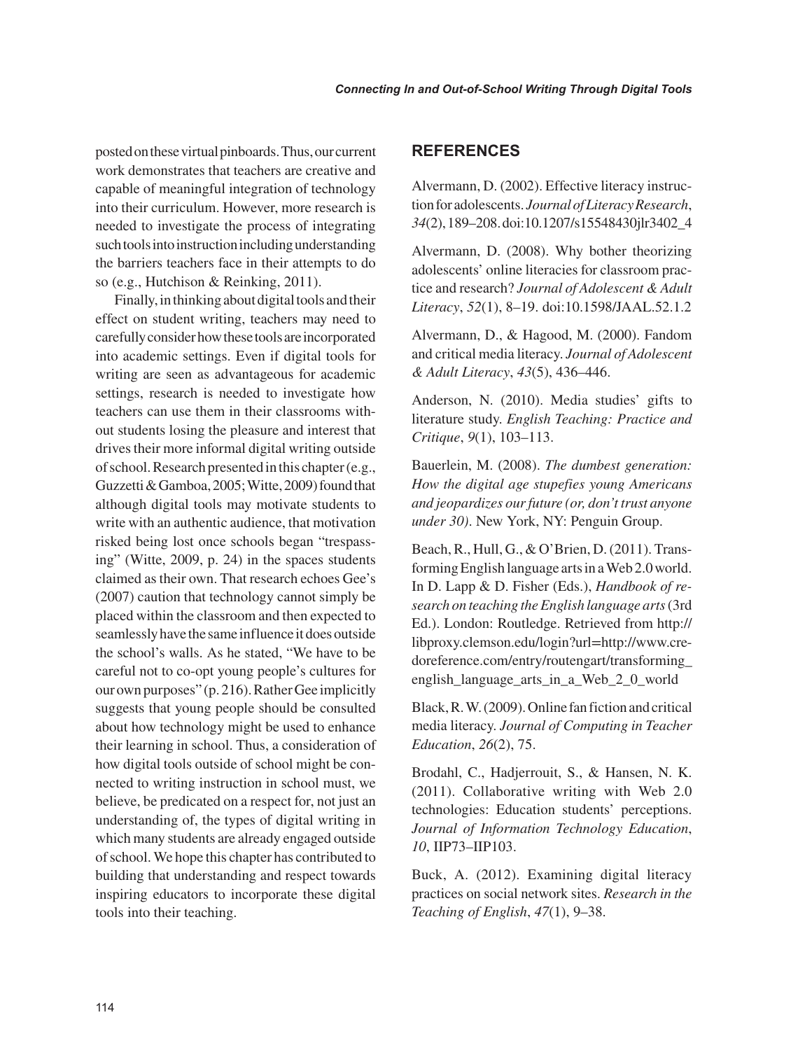posted on these virtual pinboards. Thus, our current work demonstrates that teachers are creative and capable of meaningful integration of technology into their curriculum. However, more research is needed to investigate the process of integrating such tools into instruction including understanding the barriers teachers face in their attempts to do so (e.g., Hutchison & Reinking, 2011).

Finally, in thinking about digital tools and their effect on student writing, teachers may need to carefully consider how these tools are incorporated into academic settings. Even if digital tools for writing are seen as advantageous for academic settings, research is needed to investigate how teachers can use them in their classrooms without students losing the pleasure and interest that drives their more informal digital writing outside of school. Research presented in this chapter (e.g., Guzzetti & Gamboa, 2005; Witte, 2009) found that although digital tools may motivate students to write with an authentic audience, that motivation risked being lost once schools began "trespassing" (Witte, 2009, p. 24) in the spaces students claimed as their own. That research echoes Gee's (2007) caution that technology cannot simply be placed within the classroom and then expected to seamlessly have the same influence it does outside the school's walls. As he stated, "We have to be careful not to co-opt young people's cultures for our own purposes" (p. 216). Rather Gee implicitly suggests that young people should be consulted about how technology might be used to enhance their learning in school. Thus, a consideration of how digital tools outside of school might be connected to writing instruction in school must, we believe, be predicated on a respect for, not just an understanding of, the types of digital writing in which many students are already engaged outside of school. We hope this chapter has contributed to building that understanding and respect towards inspiring educators to incorporate these digital tools into their teaching.

## REFERENCES

Alvermann, D. (2002). Effective literacy instruction for adolescents. *Journal of Literacy Research*, *34*(2), 189–208. doi:10.1207/s15548430jlr3402_4

Alvermann, D. (2008). Why bother theorizing adolescents' online literacies for classroom practice and research? *Journal of Adolescent & Adult Literacy*, *52*(1), 8–19. doi:10.1598/JAAL.52.1.2

Alvermann, D., & Hagood, M. (2000). Fandom and critical media literacy. *Journal of Adolescent & Adult Literacy*, *43*(5), 436–446.

Anderson, N. (2010). Media studies' gifts to literature study. *English Teaching: Practice and Critique*, *9*(1), 103–113.

Bauerlein, M. (2008). *The dumbest generation: How the digital age stupefies young Americans and jeopardizes our future (or, don't trust anyone under 30)*. New York, NY: Penguin Group.

Beach, R., Hull, G., & O'Brien, D. (2011). Transforming English language arts in a Web 2.0 world. In D. Lapp & D. Fisher (Eds.), *Handbook of research on teaching the English language arts* (3rd Ed.). London: Routledge. Retrieved from http://libproxy.clemson.edu/login?url=http://www.credoreference.com/entry/routengart/transforming_english_language_arts_in_a_Web_2_0_world

Black, R. W. (2009). Online fan fiction and critical media literacy. *Journal of Computing in Teacher Education*, *26*(2), 75.

Brodahl, C., Hadjerrouit, S., & Hansen, N. K. (2011). Collaborative writing with Web 2.0 technologies: Education students' perceptions. *Journal of Information Technology Education*, *10*, IIP73–IIP103.

Buck, A. (2012). Examining digital literacy practices on social network sites. *Research in the Teaching of English*, *47*(1), 9–38.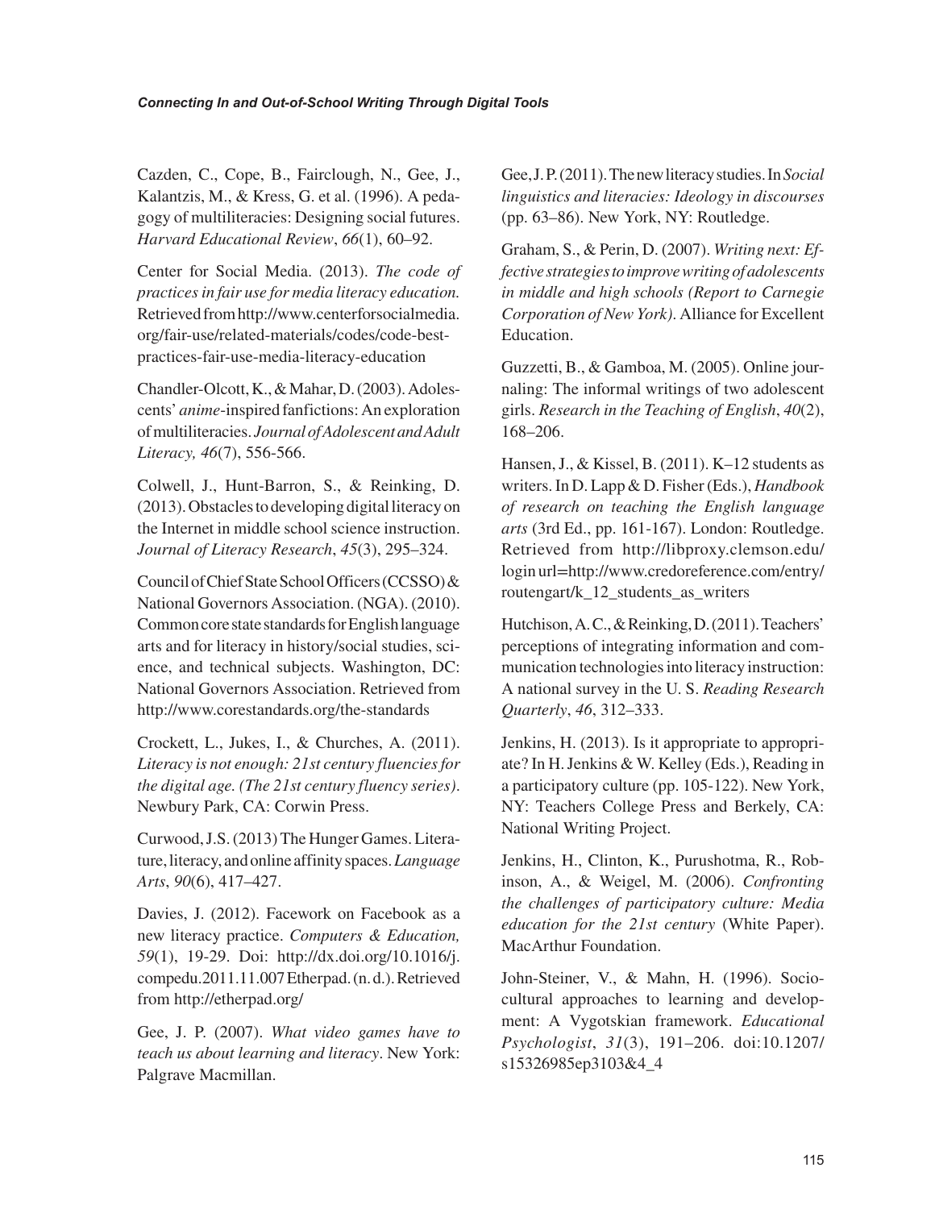Cazden, C., Cope, B., Fairclough, N., Gee, J., Kalantzis, M., & Kress, G. et al. (1996). A pedagogy of multiliteracies: Designing social futures. *Harvard Educational Review*, *66*(1), 60–92.

Center for Social Media. (2013). *The code of practices in fair use for media literacy education.* Retrieved from http://www.centerforsocialmedia.org/fair-use/related-materials/codes/code-best-practices-fair-use-media-literacy-education

Chandler-Olcott, K., & Mahar, D. (2003). Adolescents' *anime*-inspired fanfictions: An exploration of multiliteracies. *Journal of Adolescent and Adult Literacy, 46*(7), 556-566.

Colwell, J., Hunt-Barron, S., & Reinking, D. (2013). Obstacles to developing digital literacy on the Internet in middle school science instruction. *Journal of Literacy Research*, *45*(3), 295–324.

Council of Chief State School Officers (CCSSO) & National Governors Association. (NGA). (2010). Common core state standards for English language arts and for literacy in history/social studies, science, and technical subjects. Washington, DC: National Governors Association. Retrieved from http://www.corestandards.org/the-standards

Crockett, L., Jukes, I., & Churches, A. (2011). *Literacy is not enough: 21st century fluencies for the digital age. (The 21st century fluency series)*. Newbury Park, CA: Corwin Press.

Curwood, J.S. (2013) The Hunger Games. Literature, literacy, and online affinity spaces. *Language Arts*, *90*(6), 417–427.

Davies, J. (2012). Facework on Facebook as a new literacy practice. *Computers & Education, 59*(1), 19-29. Doi: http://dx.doi.org/10.1016/j.compedu.2011.11.007 Etherpad. (n. d.). Retrieved from http://etherpad.org/

Gee, J. P. (2007). *What video games have to teach us about learning and literacy*. New York: Palgrave Macmillan.

Gee, J. P. (2011). The new literacy studies. In *Social linguistics and literacies: Ideology in discourses* (pp. 63–86). New York, NY: Routledge.

Graham, S., & Perin, D. (2007). *Writing next: Effective strategies to improve writing of adolescents in middle and high schools (Report to Carnegie Corporation of New York)*. Alliance for Excellent Education.

Guzzetti, B., & Gamboa, M. (2005). Online journaling: The informal writings of two adolescent girls. *Research in the Teaching of English*, *40*(2), 168–206.

Hansen, J., & Kissel, B. (2011). K–12 students as writers. In D. Lapp & D. Fisher (Eds.), *Handbook of research on teaching the English language arts* (3rd Ed., pp. 161-167). London: Routledge. Retrieved from http://libproxy.clemson.edu/login url=http://www.credoreference.com/entry/routengart/k_12_students_as_writers

Hutchison, A. C., & Reinking, D. (2011). Teachers' perceptions of integrating information and communication technologies into literacy instruction: A national survey in the U. S. *Reading Research Quarterly*, *46*, 312–333.

Jenkins, H. (2013). Is it appropriate to appropriate? In H. Jenkins & W. Kelley (Eds.), Reading in a participatory culture (pp. 105-122). New York, NY: Teachers College Press and Berkely, CA: National Writing Project.

Jenkins, H., Clinton, K., Purushotma, R., Robinson, A., & Weigel, M. (2006). *Confronting the challenges of participatory culture: Media education for the 21st century* (White Paper). MacArthur Foundation.

John-Steiner, V., & Mahn, H. (1996). Sociocultural approaches to learning and development: A Vygotskian framework. *Educational Psychologist*, *31*(3), 191–206. doi:10.1207/s15326985ep3103&4_4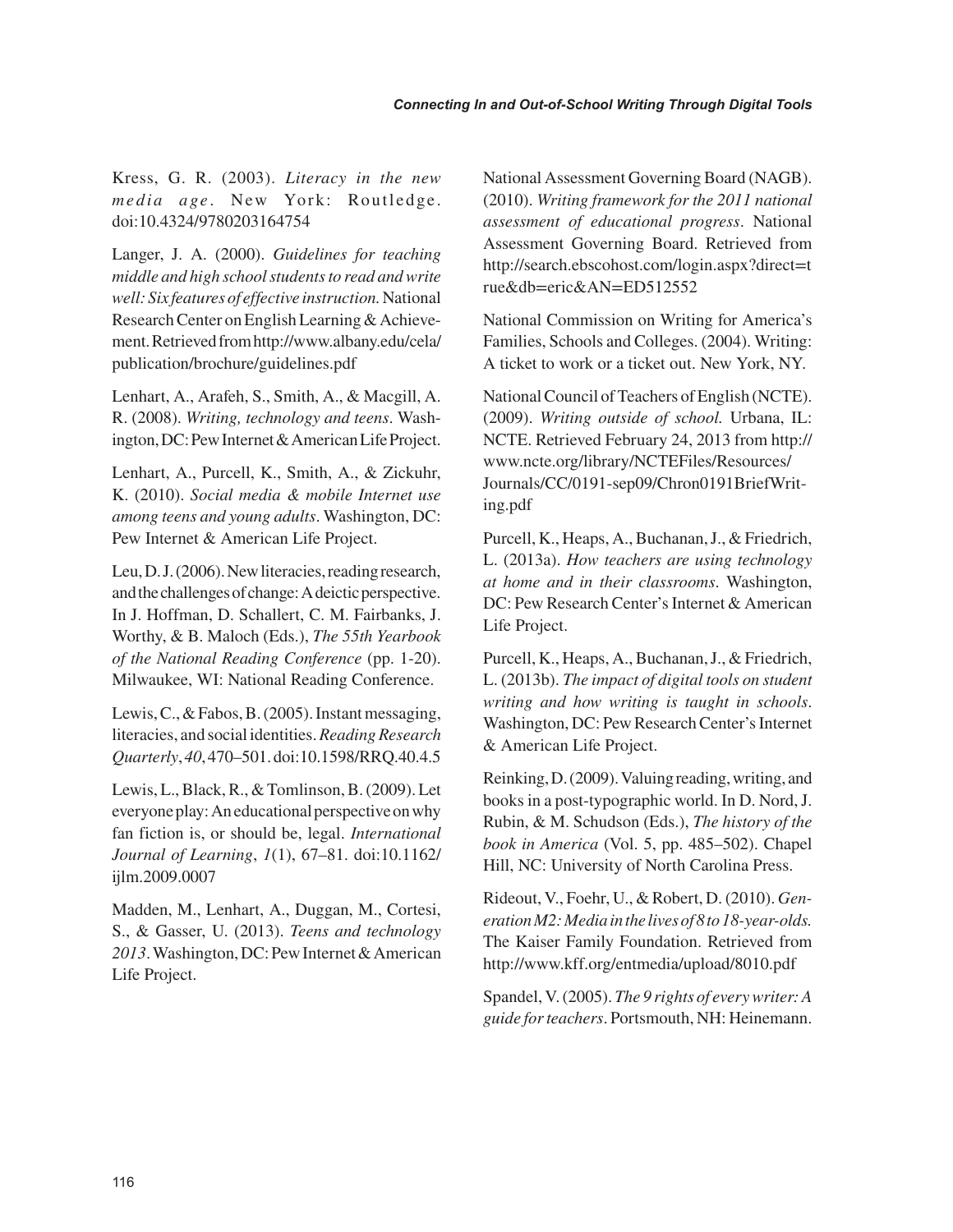Kress, G. R. (2003). *Literacy in the new media age*. New York: Routledge. doi:10.4324/9780203164754

Langer, J. A. (2000). *Guidelines for teaching middle and high school students to read and write well: Six features of effective instruction.* National Research Center on English Learning & Achievement. Retrieved from http://www.albany.edu/cela/publication/brochure/guidelines.pdf

Lenhart, A., Arafeh, S., Smith, A., & Macgill, A. R. (2008). *Writing, technology and teens*. Washington, DC: Pew Internet & American Life Project.

Lenhart, A., Purcell, K., Smith, A., & Zickuhr, K. (2010). *Social media & mobile Internet use among teens and young adults*. Washington, DC: Pew Internet & American Life Project.

Leu, D. J. (2006). New literacies, reading research, and the challenges of change: A deictic perspective. In J. Hoffman, D. Schallert, C. M. Fairbanks, J. Worthy, & B. Maloch (Eds.), *The 55th Yearbook of the National Reading Conference* (pp. 1-20). Milwaukee, WI: National Reading Conference.

Lewis, C., & Fabos, B. (2005). Instant messaging, literacies, and social identities. *Reading Research Quarterly*, *40*, 470–501. doi:10.1598/RRQ.40.4.5

Lewis, L., Black, R., & Tomlinson, B. (2009). Let everyone play: An educational perspective on why fan fiction is, or should be, legal. *International Journal of Learning*, *1*(1), 67–81. doi:10.1162/ijlm.2009.0007

Madden, M., Lenhart, A., Duggan, M., Cortesi, S., & Gasser, U. (2013). *Teens and technology 2013*. Washington, DC: Pew Internet & American Life Project.

National Assessment Governing Board (NAGB). (2010). *Writing framework for the 2011 national assessment of educational progress*. National Assessment Governing Board. Retrieved from http://search.ebscohost.com/login.aspx?direct=true&db=eric&AN=ED512552

National Commission on Writing for America's Families, Schools and Colleges. (2004). Writing: A ticket to work or a ticket out. New York, NY.

National Council of Teachers of English (NCTE). (2009). *Writing outside of school.* Urbana, IL: NCTE. Retrieved February 24, 2013 from http://www.ncte.org/library/NCTEFiles/Resources/Journals/CC/0191-sep09/Chron0191BriefWriting.pdf

Purcell, K., Heaps, A., Buchanan, J., & Friedrich, L. (2013a). *How teachers are using technology at home and in their classrooms*. Washington, DC: Pew Research Center's Internet & American Life Project.

Purcell, K., Heaps, A., Buchanan, J., & Friedrich, L. (2013b). *The impact of digital tools on student writing and how writing is taught in schools*. Washington, DC: Pew Research Center's Internet & American Life Project.

Reinking, D. (2009). Valuing reading, writing, and books in a post-typographic world. In D. Nord, J. Rubin, & M. Schudson (Eds.), *The history of the book in America* (Vol. 5, pp. 485–502). Chapel Hill, NC: University of North Carolina Press.

Rideout, V., Foehr, U., & Robert, D. (2010). *Generation M2: Media in the lives of 8 to 18-year-olds.* The Kaiser Family Foundation. Retrieved from http://www.kff.org/entmedia/upload/8010.pdf

Spandel, V. (2005). *The 9 rights of every writer: A guide for teachers*. Portsmouth, NH: Heinemann.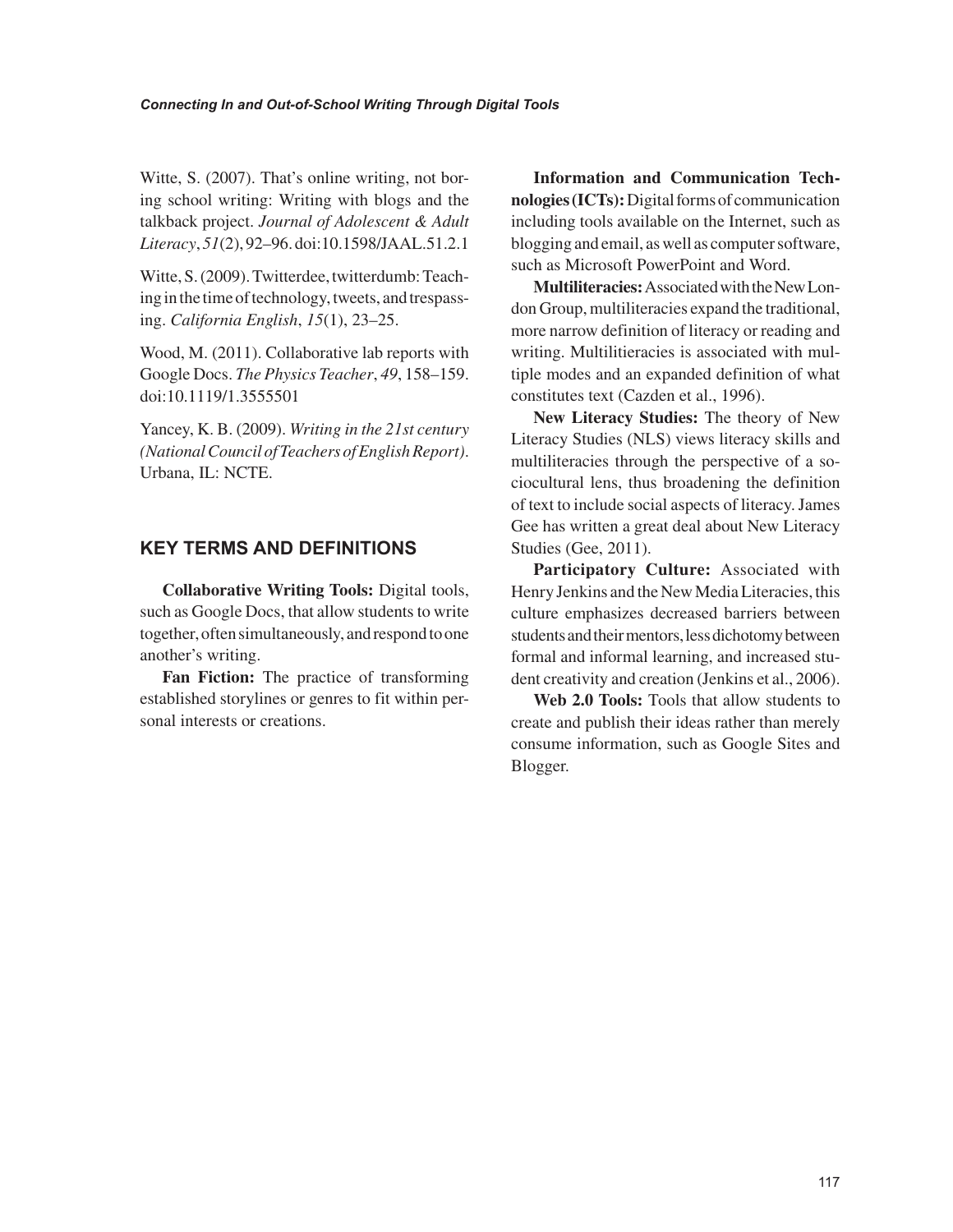Witte, S. (2007). That's online writing, not boring school writing: Writing with blogs and the talkback project. *Journal of Adolescent & Adult Literacy*, *51*(2), 92–96. doi:10.1598/JAAL.51.2.1

Witte, S. (2009). Twitterdee, twitterdumb: Teaching in the time of technology, tweets, and trespassing. *California English*, *15*(1), 23–25.

Wood, M. (2011). Collaborative lab reports with Google Docs. *The Physics Teacher*, *49*, 158–159. doi:10.1119/1.3555501

Yancey, K. B. (2009). *Writing in the 21st century (National Council of Teachers of English Report)*. Urbana, IL: NCTE.

## KEY TERMS AND DEFINITIONS

**Collaborative Writing Tools:** Digital tools, such as Google Docs, that allow students to write together, often simultaneously, and respond to one another's writing.

**Fan Fiction:** The practice of transforming established storylines or genres to fit within personal interests or creations.

**Information and Communication Technologies (ICTs):** Digital forms of communication including tools available on the Internet, such as blogging and email, as well as computer software, such as Microsoft PowerPoint and Word.

**Multiliteracies:** Associated with the New London Group, multiliteracies expand the traditional, more narrow definition of literacy or reading and writing. Multilitieracies is associated with multiple modes and an expanded definition of what constitutes text (Cazden et al., 1996).

**New Literacy Studies:** The theory of New Literacy Studies (NLS) views literacy skills and multiliteracies through the perspective of a sociocultural lens, thus broadening the definition of text to include social aspects of literacy. James Gee has written a great deal about New Literacy Studies (Gee, 2011).

**Participatory Culture:** Associated with Henry Jenkins and the New Media Literacies, this culture emphasizes decreased barriers between students and their mentors, less dichotomy between formal and informal learning, and increased student creativity and creation (Jenkins et al., 2006).

**Web 2.0 Tools:** Tools that allow students to create and publish their ideas rather than merely consume information, such as Google Sites and Blogger.